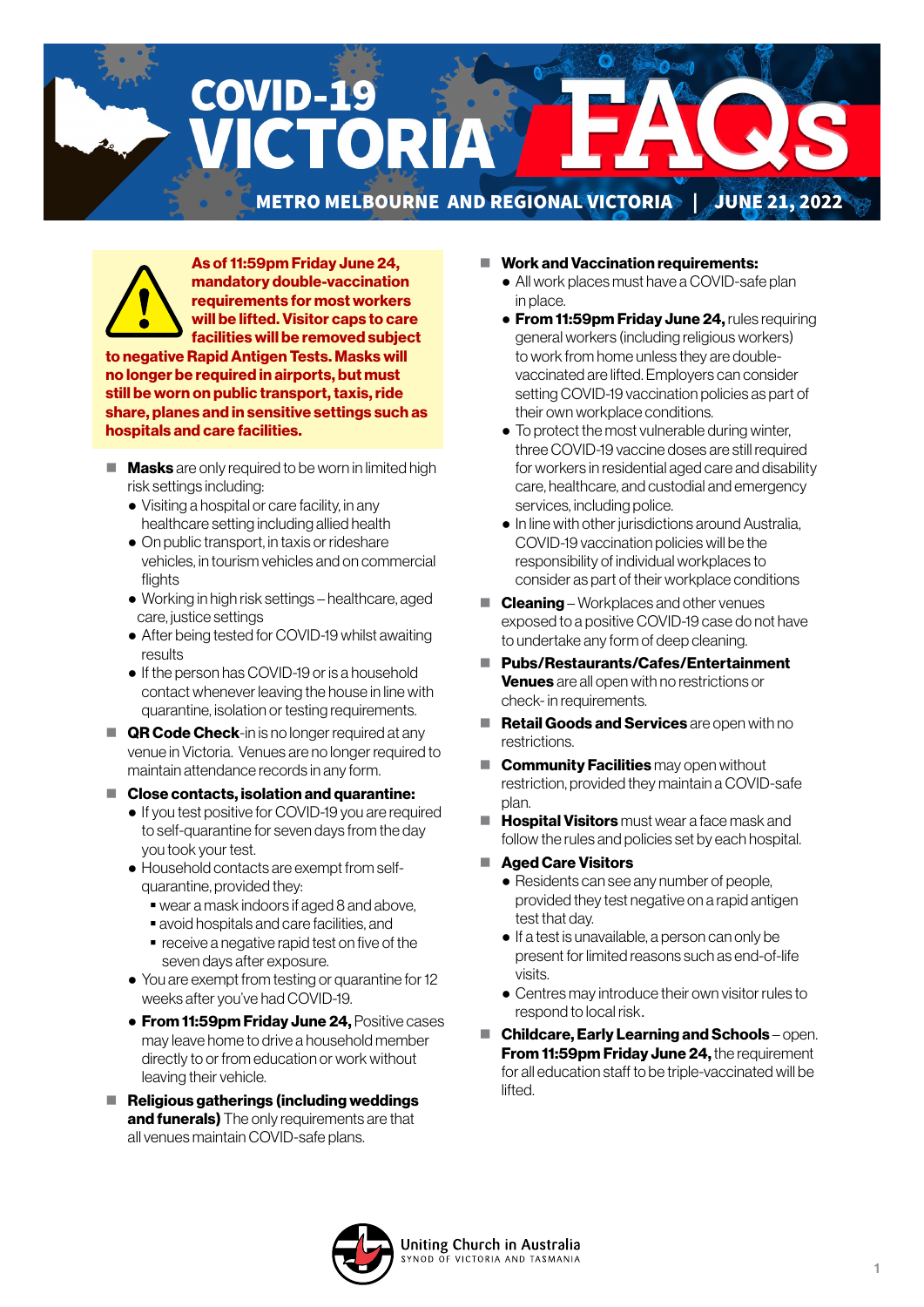# COVID-19 VICTORIA FAQs

**METRO MELBOURNE AND REGIONAL VICTORIA | JUNE 21, 2022**

**As of 11:59pm Friday June 24, mandatory double-vaccination requirements for most workers will be lifted. Visitor caps to care facilities will be removed subject to negative Rapid Antigen Tests. Masks will no longer be required in airports, but must still be worn on public transport, taxis, ride share, planes and in sensitive settings such as hospitals and care facilities.**

- **Masks** are only required to be worn in limited high risk settings including:
  - Visiting a hospital or care facility, in any healthcare setting including allied health
  - On public transport, in taxis or rideshare vehicles, in tourism vehicles and on commercial flights
  - Working in high risk settings – healthcare, aged care, justice settings
  - After being tested for COVID-19 whilst awaiting results
  - If the person has COVID-19 or is a household contact whenever leaving the house in line with quarantine, isolation or testing requirements.
- **QR Code Check**-in is no longer required at any venue in Victoria. Venues are no longer required to maintain attendance records in any form.
- **Close contacts, isolation and quarantine:**
  - If you test positive for COVID-19 you are required to self-quarantine for seven days from the day you took your test.
  - Household contacts are exempt from self-quarantine, provided they:
    - wear a mask indoors if aged 8 and above,
    - avoid hospitals and care facilities, and
    - receive a negative rapid test on five of the seven days after exposure.
  - You are exempt from testing or quarantine for 12 weeks after you've had COVID-19.
  - **From 11:59pm Friday June 24,** Positive cases may leave home to drive a household member directly to or from education or work without leaving their vehicle.
- **Religious gatherings (including weddings and funerals)** The only requirements are that all venues maintain COVID-safe plans.
- **Work and Vaccination requirements:**
  - All work places must have a COVID-safe plan in place.
  - **From 11:59pm Friday June 24,** rules requiring general workers (including religious workers) to work from home unless they are double-vaccinated are lifted. Employers can consider setting COVID-19 vaccination policies as part of their own workplace conditions.
  - To protect the most vulnerable during winter, three COVID-19 vaccine doses are still required for workers in residential aged care and disability care, healthcare, and custodial and emergency services, including police.
  - In line with other jurisdictions around Australia, COVID-19 vaccination policies will be the responsibility of individual workplaces to consider as part of their workplace conditions
- **Cleaning** – Workplaces and other venues exposed to a positive COVID-19 case do not have to undertake any form of deep cleaning.
- **Pubs/Restaurants/Cafes/Entertainment Venues** are all open with no restrictions or check- in requirements.
- **Retail Goods and Services** are open with no restrictions.
- **Community Facilities** may open without restriction, provided they maintain a COVID-safe plan.
- **Hospital Visitors** must wear a face mask and follow the rules and policies set by each hospital.
- **Aged Care Visitors**
  - Residents can see any number of people, provided they test negative on a rapid antigen test that day.
  - If a test is unavailable, a person can only be present for limited reasons such as end-of-life visits.
  - Centres may introduce their own visitor rules to respond to local risk.
- **Childcare, Early Learning and Schools** – open. **From 11:59pm Friday June 24,** the requirement for all education staff to be triple-vaccinated will be lifted.

Uniting Church in Australia
SYNOD OF VICTORIA AND TASMANIA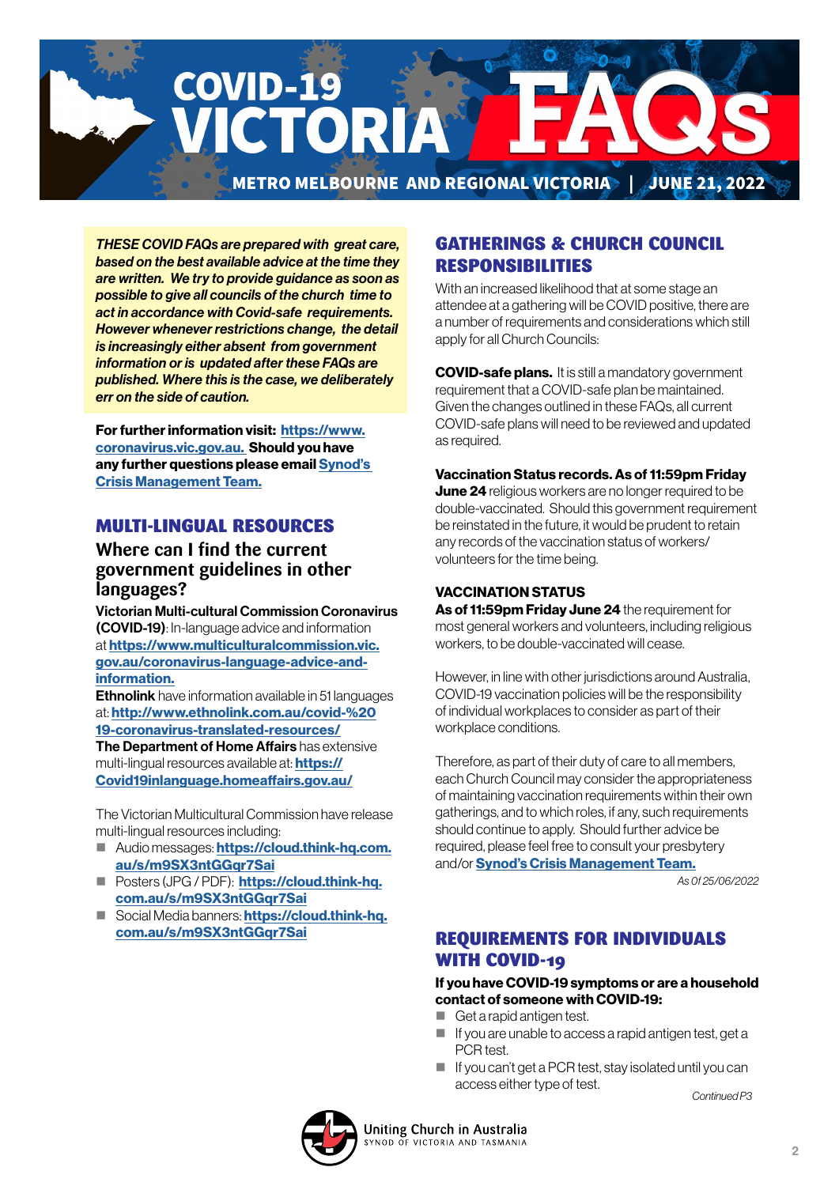# COVID-19 VICTORIA FAQs

**METRO MELBOURNE AND REGIONAL VICTORIA | JUNE 21, 2022**

***THESE COVID FAQs are prepared with great care, based on the best available advice at the time they are written. We try to provide guidance as soon as possible to give all councils of the church time to act in accordance with Covid-safe requirements. However whenever restrictions change, the detail is increasingly either absent from government information or is updated after these FAQs are published. Where this is the case, we deliberately err on the side of caution.***

**For further information visit: [https://www.coronavirus.vic.gov.au.](https://www.coronavirus.vic.gov.au) Should you have any further questions please email [Synod's Crisis Management Team.](#)**

## MULTI-LINGUAL RESOURCES

### Where can I find the current government guidelines in other languages?

**Victorian Multi-cultural Commission Coronavirus (COVID-19)**: In-language advice and information at **[https://www.multiculturalcommission.vic.gov.au/coronavirus-language-advice-and-information.](https://www.multiculturalcommission.vic.gov.au/coronavirus-language-advice-and-information)**

**Ethnolink** have information available in 51 languages at: **[http://www.ethnolink.com.au/covid-%2019-coronavirus-translated-resources/](http://www.ethnolink.com.au/covid-%2019-coronavirus-translated-resources/)**

**The Department of Home Affairs** has extensive multi-lingual resources available at: **[https://Covid19inlanguage.homeaffairs.gov.au/](https://Covid19inlanguage.homeaffairs.gov.au/)**

The Victorian Multicultural Commission have release multi-lingual resources including:

- Audio messages: **[https://cloud.think-hq.com.au/s/m9SX3ntGGqr7Sai](https://cloud.think-hq.com.au/s/m9SX3ntGGqr7Sai)**
- Posters (JPG / PDF): **[https://cloud.think-hq.com.au/s/m9SX3ntGGqr7Sai](https://cloud.think-hq.com.au/s/m9SX3ntGGqr7Sai)**
- Social Media banners: **[https://cloud.think-hq.com.au/s/m9SX3ntGGqr7Sai](https://cloud.think-hq.com.au/s/m9SX3ntGGqr7Sai)**

## GATHERINGS & CHURCH COUNCIL RESPONSIBILITIES

With an increased likelihood that at some stage an attendee at a gathering will be COVID positive, there are a number of requirements and considerations which still apply for all Church Councils:

**COVID-safe plans.** It is still a mandatory government requirement that a COVID-safe plan be maintained. Given the changes outlined in these FAQs, all current COVID-safe plans will need to be reviewed and updated as required.

**Vaccination Status records. As of 11:59pm Friday June 24** religious workers are no longer required to be double-vaccinated. Should this government requirement be reinstated in the future, it would be prudent to retain any records of the vaccination status of workers/volunteers for the time being.

**VACCINATION STATUS**

**As of 11:59pm Friday June 24** the requirement for most general workers and volunteers, including religious workers, to be double-vaccinated will cease.

However, in line with other jurisdictions around Australia, COVID-19 vaccination policies will be the responsibility of individual workplaces to consider as part of their workplace conditions.

Therefore, as part of their duty of care to all members, each Church Council may consider the appropriateness of maintaining vaccination requirements within their own gatherings, and to which roles, if any, such requirements should continue to apply. Should further advice be required, please feel free to consult your presbytery and/or **[Synod's Crisis Management Team.](#)**

*As Of 25/06/2022*

## REQUIREMENTS FOR INDIVIDUALS WITH COVID-19

**If you have COVID-19 symptoms or are a household contact of someone with COVID-19:**

- Get a rapid antigen test.
- If you are unable to access a rapid antigen test, get a PCR test.
- If you can't get a PCR test, stay isolated until you can access either type of test.

*Continued P3*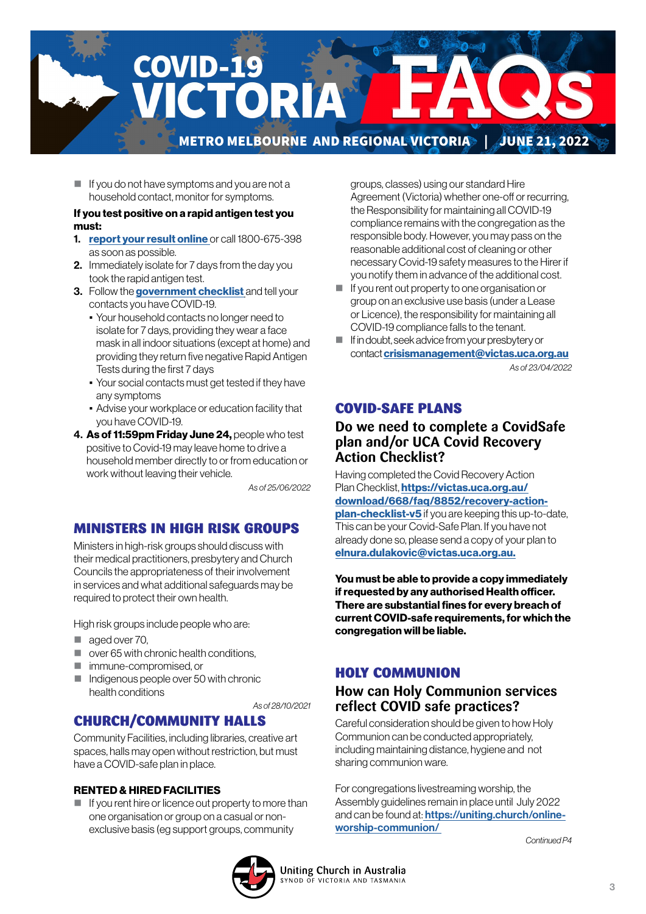# COVID-19 VICTORIA FAQs

METRO MELBOURNE AND REGIONAL VICTORIA | JUNE 21, 2022

- If you do not have symptoms and you are not a household contact, monitor for symptoms.

**If you test positive on a rapid antigen test you must:**

1. **report your result online** or call 1800-675-398 as soon as possible.
2. Immediately isolate for 7 days from the day you took the rapid antigen test.
3. Follow the **government checklist** and tell your contacts you have COVID-19.
   - Your household contacts no longer need to isolate for 7 days, providing they wear a face mask in all indoor situations (except at home) and providing they return five negative Rapid Antigen Tests during the first 7 days
   - Your social contacts must get tested if they have any symptoms
   - Advise your workplace or education facility that you have COVID-19.
4. **As of 11:59pm Friday June 24,** people who test positive to Covid-19 may leave home to drive a household member directly to or from education or work without leaving their vehicle.

*As of 25/06/2022*

## MINISTERS IN HIGH RISK GROUPS

Ministers in high-risk groups should discuss with their medical practitioners, presbytery and Church Councils the appropriateness of their involvement in services and what additional safeguards may be required to protect their own health.

High risk groups include people who are:

- aged over 70,
- over 65 with chronic health conditions,
- immune-compromised, or
- Indigenous people over 50 with chronic health conditions

*As of 28/10/2021*

## CHURCH/COMMUNITY HALLS

Community Facilities, including libraries, creative art spaces, halls may open without restriction, but must have a COVID-safe plan in place.

### RENTED & HIRED FACILITIES

- If you rent hire or licence out property to more than one organisation or group on a casual or non-exclusive basis (eg support groups, community groups, classes) using our standard Hire Agreement (Victoria) whether one-off or recurring, the Responsibility for maintaining all COVID-19 compliance remains with the congregation as the responsible body. However, you may pass on the reasonable additional cost of cleaning or other necessary Covid-19 safety measures to the Hirer if you notify them in advance of the additional cost.
- If you rent out property to one organisation or group on an exclusive use basis (under a Lease or Licence), the responsibility for maintaining all COVID-19 compliance falls to the tenant.
- If in doubt, seek advice from your presbytery or contact **crisismanagement@victas.uca.org.au**

*As of 23/04/2022*

## COVID-SAFE PLANS

### Do we need to complete a CovidSafe plan and/or UCA Covid Recovery Action Checklist?

Having completed the Covid Recovery Action Plan Checklist, **https://victas.uca.org.au/download/668/faq/8852/recovery-action-plan-checklist-v5** if you are keeping this up-to-date, This can be your Covid-Safe Plan. If you have not already done so, please send a copy of your plan to **elnura.dulakovic@victas.uca.org.au.**

**You must be able to provide a copy immediately if requested by any authorised Health officer. There are substantial fines for every breach of current COVID-safe requirements, for which the congregation will be liable.**

## HOLY COMMUNION

### How can Holy Communion services reflect COVID safe practices?

Careful consideration should be given to how Holy Communion can be conducted appropriately, including maintaining distance, hygiene and not sharing communion ware.

For congregations livestreaming worship, the Assembly guidelines remain in place until July 2022 and can be found at: **https://uniting.church/online-worship-communion/**

*Continued P4*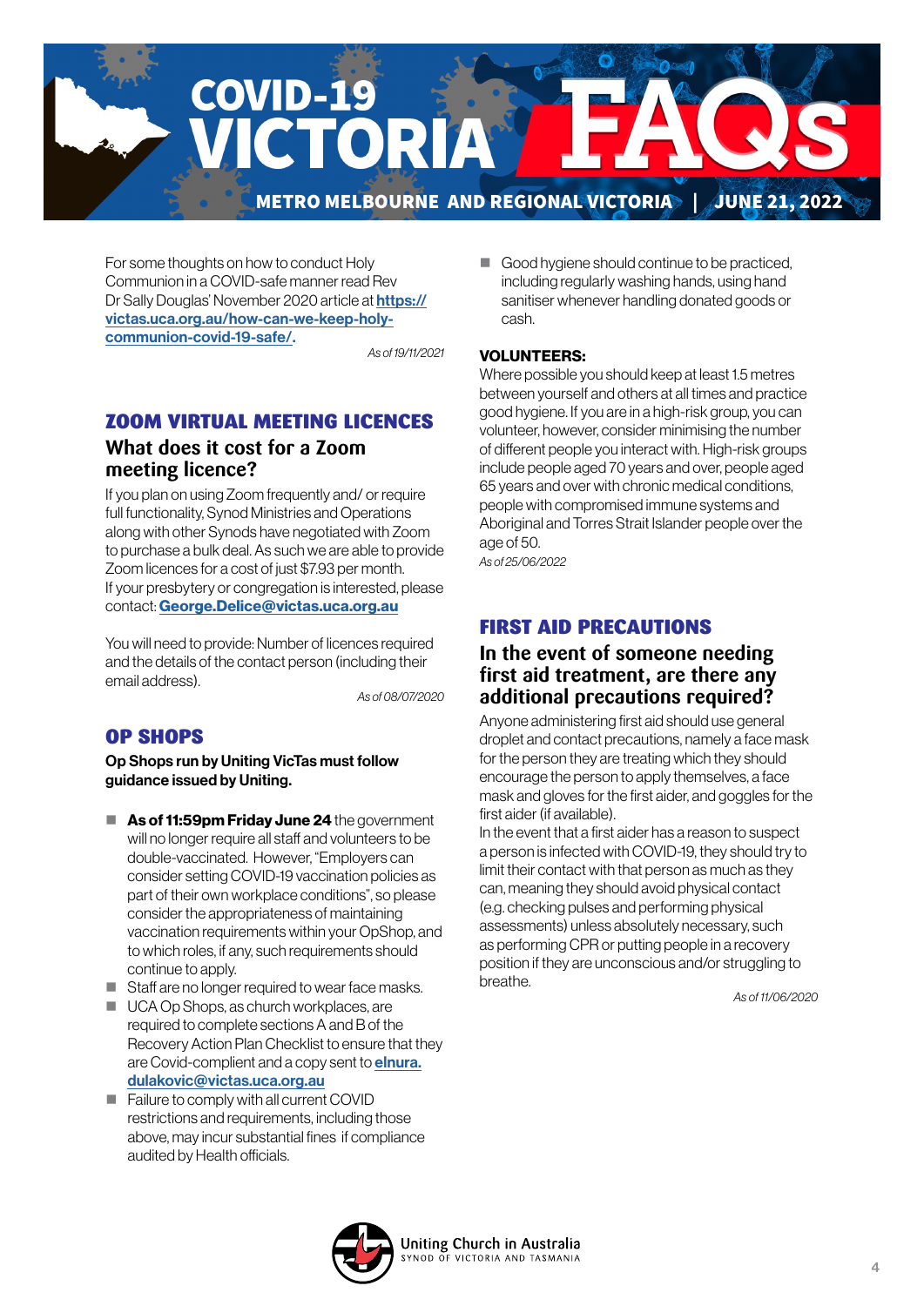# COVID-19 VICTORIA FAQs

METRO MELBOURNE AND REGIONAL VICTORIA | JUNE 21, 2022

For some thoughts on how to conduct Holy Communion in a COVID-safe manner read Rev Dr Sally Douglas' November 2020 article at **https://victas.uca.org.au/how-can-we-keep-holy-communion-covid-19-safe/**.

*As of 19/11/2021*

## ZOOM VIRTUAL MEETING LICENCES

### What does it cost for a Zoom meeting licence?

If you plan on using Zoom frequently and/ or require full functionality, Synod Ministries and Operations along with other Synods have negotiated with Zoom to purchase a bulk deal. As such we are able to provide Zoom licences for a cost of just $7.93 per month.
If your presbytery or congregation is interested, please contact: **George.Delice@victas.uca.org.au**

You will need to provide: Number of licences required and the details of the contact person (including their email address).

*As of 08/07/2020*

## OP SHOPS

**Op Shops run by Uniting VicTas must follow guidance issued by Uniting.**

- **As of 11:59pm Friday June 24** the government will no longer require all staff and volunteers to be double-vaccinated. However, "Employers can consider setting COVID-19 vaccination policies as part of their own workplace conditions", so please consider the appropriateness of maintaining vaccination requirements within your OpShop, and to which roles, if any, such requirements should continue to apply.
- Staff are no longer required to wear face masks.
- UCA Op Shops, as church workplaces, are required to complete sections A and B of the Recovery Action Plan Checklist to ensure that they are Covid-complient and a copy sent to **elnura.dulakovic@victas.uca.org.au**
- Failure to comply with all current COVID restrictions and requirements, including those above, may incur substantial fines if compliance audited by Health officials.
- Good hygiene should continue to be practiced, including regularly washing hands, using hand sanitiser whenever handling donated goods or cash.

**VOLUNTEERS:**

Where possible you should keep at least 1.5 metres between yourself and others at all times and practice good hygiene. If you are in a high-risk group, you can volunteer, however, consider minimising the number of different people you interact with. High-risk groups include people aged 70 years and over, people aged 65 years and over with chronic medical conditions, people with compromised immune systems and Aboriginal and Torres Strait Islander people over the age of 50.

*As of 25/06/2022*

## FIRST AID PRECAUTIONS

### In the event of someone needing first aid treatment, are there any additional precautions required?

Anyone administering first aid should use general droplet and contact precautions, namely a face mask for the person they are treating which they should encourage the person to apply themselves, a face mask and gloves for the first aider, and goggles for the first aider (if available).
In the event that a first aider has a reason to suspect a person is infected with COVID-19, they should try to limit their contact with that person as much as they can, meaning they should avoid physical contact (e.g. checking pulses and performing physical assessments) unless absolutely necessary, such as performing CPR or putting people in a recovery position if they are unconscious and/or struggling to breathe.

*As of 11/06/2020*

Uniting Church in Australia
SYNOD OF VICTORIA AND TASMANIA